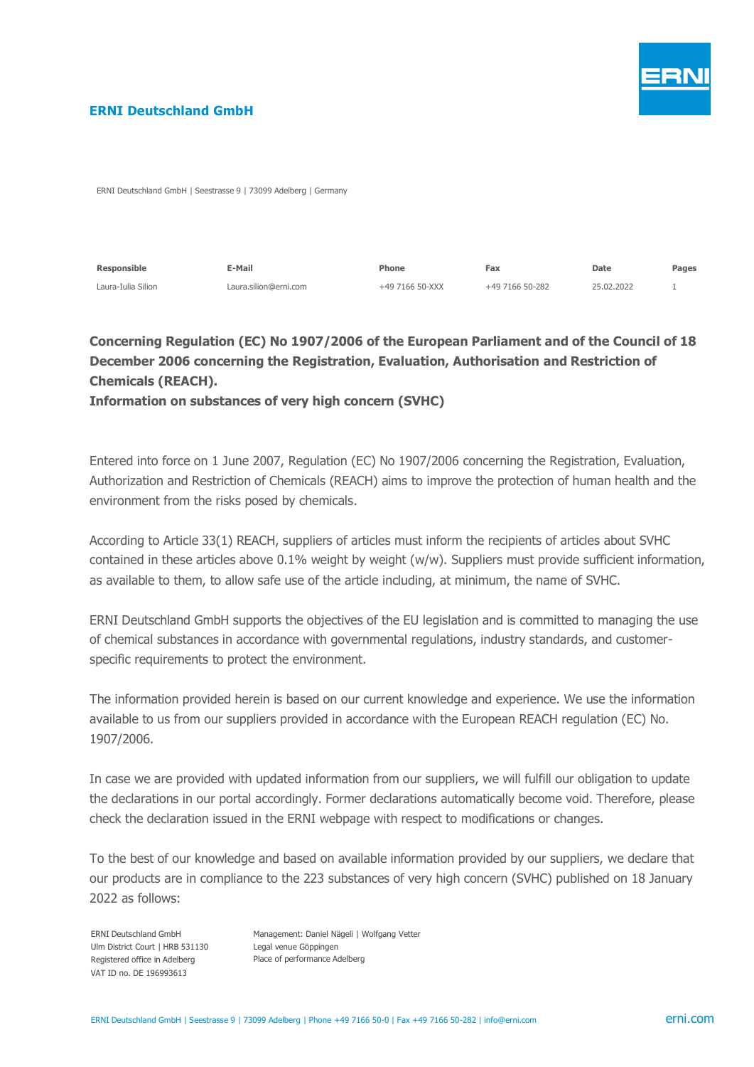**ERNI Deutschland GmbH**

ERNI Deutschland GmbH | Seestrasse 9 | 73099 Adelberg | Germany

| Responsible | E-Mail | Phone | Fax | Date | Pages |
|---|---|---|---|---|---|
| Laura-Iulia Silion | Laura.silion@erni.com | +49 7166 50-XXX | +49 7166 50-282 | 25.02.2022 | 1 |

**Concerning Regulation (EC) No 1907/2006 of the European Parliament and of the Council of 18 December 2006 concerning the Registration, Evaluation, Authorisation and Restriction of Chemicals (REACH).**
**Information on substances of very high concern (SVHC)**

Entered into force on 1 June 2007, Regulation (EC) No 1907/2006 concerning the Registration, Evaluation, Authorization and Restriction of Chemicals (REACH) aims to improve the protection of human health and the environment from the risks posed by chemicals.

According to Article 33(1) REACH, suppliers of articles must inform the recipients of articles about SVHC contained in these articles above 0.1% weight by weight (w/w). Suppliers must provide sufficient information, as available to them, to allow safe use of the article including, at minimum, the name of SVHC.

ERNI Deutschland GmbH supports the objectives of the EU legislation and is committed to managing the use of chemical substances in accordance with governmental regulations, industry standards, and customer-specific requirements to protect the environment.

The information provided herein is based on our current knowledge and experience. We use the information available to us from our suppliers provided in accordance with the European REACH regulation (EC) No. 1907/2006.

In case we are provided with updated information from our suppliers, we will fulfill our obligation to update the declarations in our portal accordingly. Former declarations automatically become void. Therefore, please check the declaration issued in the ERNI webpage with respect to modifications or changes.

To the best of our knowledge and based on available information provided by our suppliers, we declare that our products are in compliance to the 223 substances of very high concern (SVHC) published on 18 January 2022 as follows:

ERNI Deutschland GmbH
Ulm District Court | HRB 531130
Registered office in Adelberg
VAT ID no. DE 196993613

Management: Daniel Nägeli | Wolfgang Vetter
Legal venue Göppingen
Place of performance Adelberg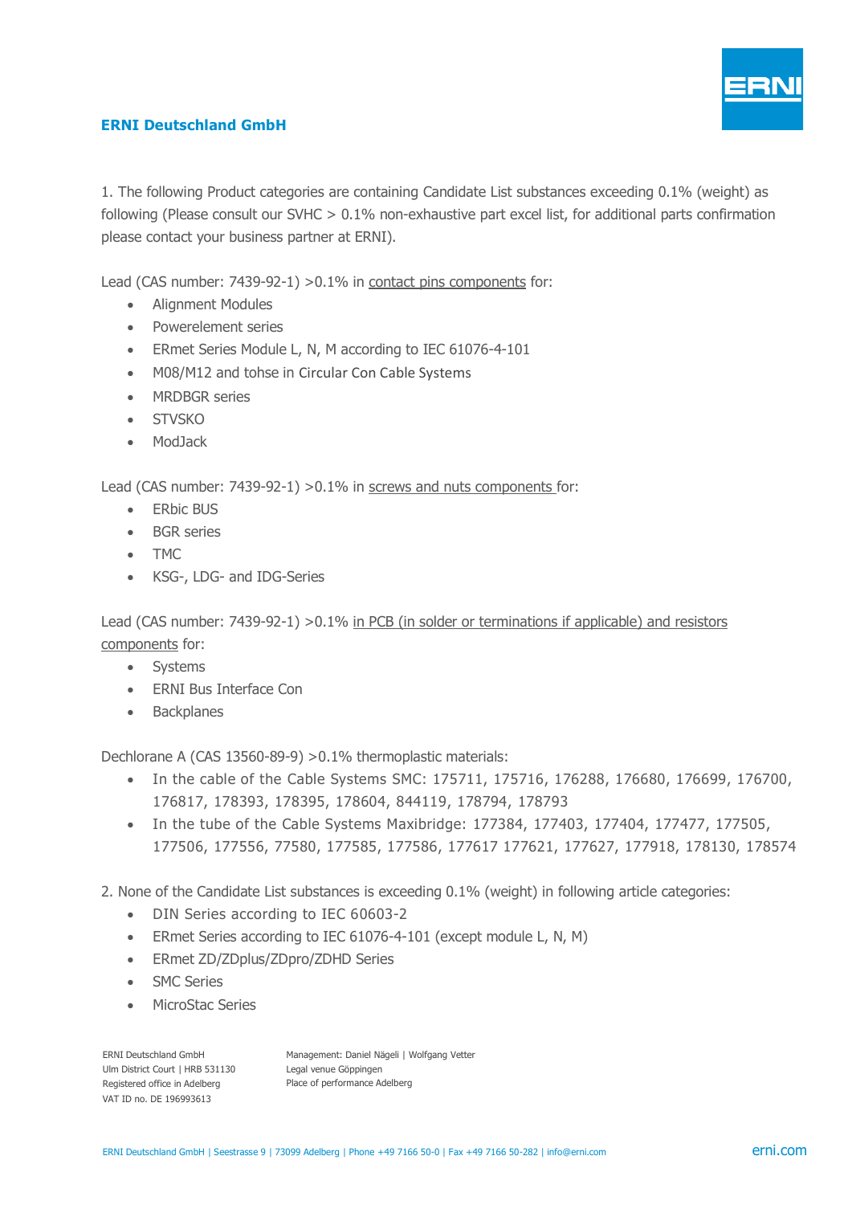**ERNI Deutschland GmbH**

1. The following Product categories are containing Candidate List substances exceeding 0.1% (weight) as following (Please consult our SVHC > 0.1% non-exhaustive part excel list, for additional parts confirmation please contact your business partner at ERNI).

Lead (CAS number: 7439-92-1) >0.1% in contact pins components for:

- Alignment Modules
- Powerelement series
- ERmet Series Module L, N, M according to IEC 61076-4-101
- M08/M12 and tohse in Circular Con Cable Systems
- MRDBGR series
- STVSKO
- ModJack

Lead (CAS number: 7439-92-1) >0.1% in screws and nuts components for:

- ERbic BUS
- BGR series
- TMC
- KSG-, LDG- and IDG-Series

Lead (CAS number: 7439-92-1) >0.1% in PCB (in solder or terminations if applicable) and resistors components for:

- Systems
- ERNI Bus Interface Con
- Backplanes

Dechlorane A (CAS 13560-89-9) >0.1% thermoplastic materials:

- In the cable of the Cable Systems SMC: 175711, 175716, 176288, 176680, 176699, 176700, 176817, 178393, 178395, 178604, 844119, 178794, 178793
- In the tube of the Cable Systems Maxibridge: 177384, 177403, 177404, 177477, 177505, 177506, 177556, 77580, 177585, 177586, 177617 177621, 177627, 177918, 178130, 178574

2. None of the Candidate List substances is exceeding 0.1% (weight) in following article categories:

- DIN Series according to IEC 60603-2
- ERmet Series according to IEC 61076-4-101 (except module L, N, M)
- ERmet ZD/ZDplus/ZDpro/ZDHD Series
- SMC Series
- MicroStac Series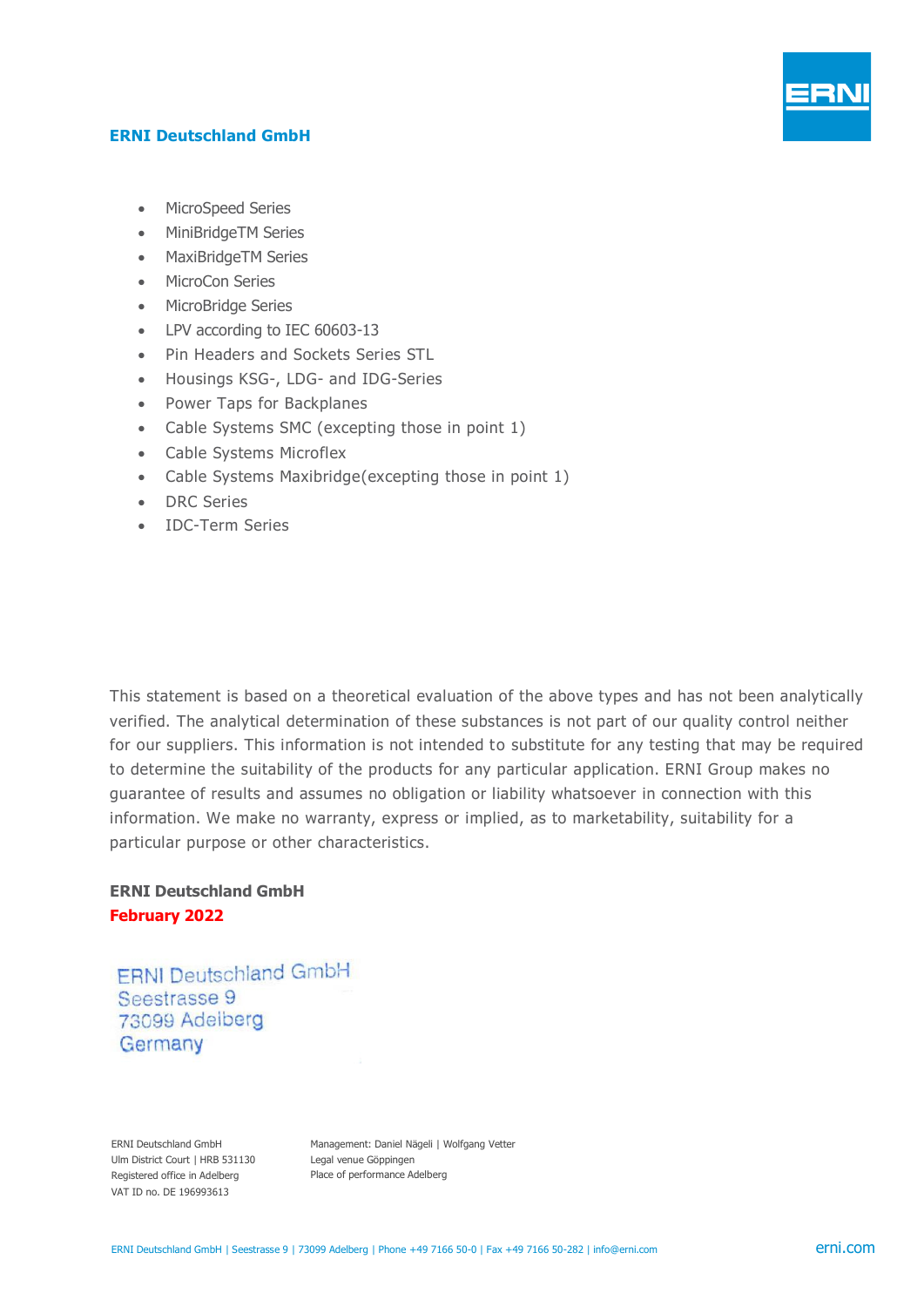**ERNI Deutschland GmbH**

- MicroSpeed Series
- MiniBridgeTM Series
- MaxiBridgeTM Series
- MicroCon Series
- MicroBridge Series
- LPV according to IEC 60603-13
- Pin Headers and Sockets Series STL
- Housings KSG-, LDG- and IDG-Series
- Power Taps for Backplanes
- Cable Systems SMC (excepting those in point 1)
- Cable Systems Microflex
- Cable Systems Maxibridge(excepting those in point 1)
- DRC Series
- IDC-Term Series

This statement is based on a theoretical evaluation of the above types and has not been analytically verified. The analytical determination of these substances is not part of our quality control neither for our suppliers. This information is not intended to substitute for any testing that may be required to determine the suitability of the products for any particular application. ERNI Group makes no guarantee of results and assumes no obligation or liability whatsoever in connection with this information. We make no warranty, express or implied, as to marketability, suitability for a particular purpose or other characteristics.

**ERNI Deutschland GmbH**
**February 2022**

ERNI Deutschland GmbH
Seestrasse 9
73099 Adelberg
Germany

ERNI Deutschland GmbH
Ulm District Court | HRB 531130
Registered office in Adelberg
VAT ID no. DE 196993613

Management: Daniel Nägeli | Wolfgang Vetter
Legal venue Göppingen
Place of performance Adelberg

ERNI Deutschland GmbH | Seestrasse 9 | 73099 Adelberg | Phone +49 7166 50-0 | Fax +49 7166 50-282 | info@erni.com

erni.com